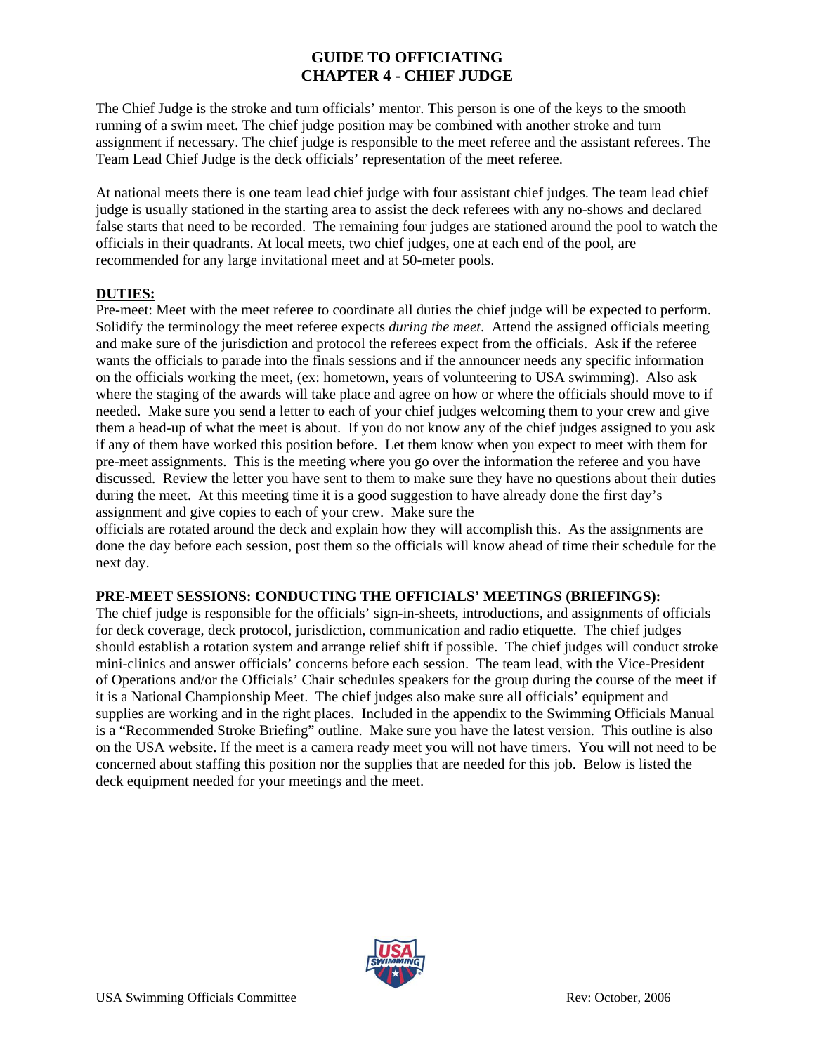# GUIDE TO OFFICIATING
## CHAPTER 4 - CHIEF JUDGE

The Chief Judge is the stroke and turn officials' mentor. This person is one of the keys to the smooth running of a swim meet. The chief judge position may be combined with another stroke and turn assignment if necessary. The chief judge is responsible to the meet referee and the assistant referees. The Team Lead Chief Judge is the deck officials' representation of the meet referee.

At national meets there is one team lead chief judge with four assistant chief judges. The team lead chief judge is usually stationed in the starting area to assist the deck referees with any no-shows and declared false starts that need to be recorded. The remaining four judges are stationed around the pool to watch the officials in their quadrants. At local meets, two chief judges, one at each end of the pool, are recommended for any large invitational meet and at 50-meter pools.

**DUTIES:**

Pre-meet: Meet with the meet referee to coordinate all duties the chief judge will be expected to perform. Solidify the terminology the meet referee expects *during the meet*. Attend the assigned officials meeting and make sure of the jurisdiction and protocol the referees expect from the officials. Ask if the referee wants the officials to parade into the finals sessions and if the announcer needs any specific information on the officials working the meet, (ex: hometown, years of volunteering to USA swimming). Also ask where the staging of the awards will take place and agree on how or where the officials should move to if needed. Make sure you send a letter to each of your chief judges welcoming them to your crew and give them a head-up of what the meet is about. If you do not know any of the chief judges assigned to you ask if any of them have worked this position before. Let them know when you expect to meet with them for pre-meet assignments. This is the meeting where you go over the information the referee and you have discussed. Review the letter you have sent to them to make sure they have no questions about their duties during the meet. At this meeting time it is a good suggestion to have already done the first day's assignment and give copies to each of your crew. Make sure the officials are rotated around the deck and explain how they will accomplish this. As the assignments are done the day before each session, post them so the officials will know ahead of time their schedule for the next day.

**PRE-MEET SESSIONS: CONDUCTING THE OFFICIALS' MEETINGS (BRIEFINGS):**

The chief judge is responsible for the officials' sign-in-sheets, introductions, and assignments of officials for deck coverage, deck protocol, jurisdiction, communication and radio etiquette. The chief judges should establish a rotation system and arrange relief shift if possible. The chief judges will conduct stroke mini-clinics and answer officials' concerns before each session. The team lead, with the Vice-President of Operations and/or the Officials' Chair schedules speakers for the group during the course of the meet if it is a National Championship Meet. The chief judges also make sure all officials' equipment and supplies are working and in the right places. Included in the appendix to the Swimming Officials Manual is a "Recommended Stroke Briefing" outline. Make sure you have the latest version. This outline is also on the USA website. If the meet is a camera ready meet you will not have timers. You will not need to be concerned about staffing this position nor the supplies that are needed for this job. Below is listed the deck equipment needed for your meetings and the meet.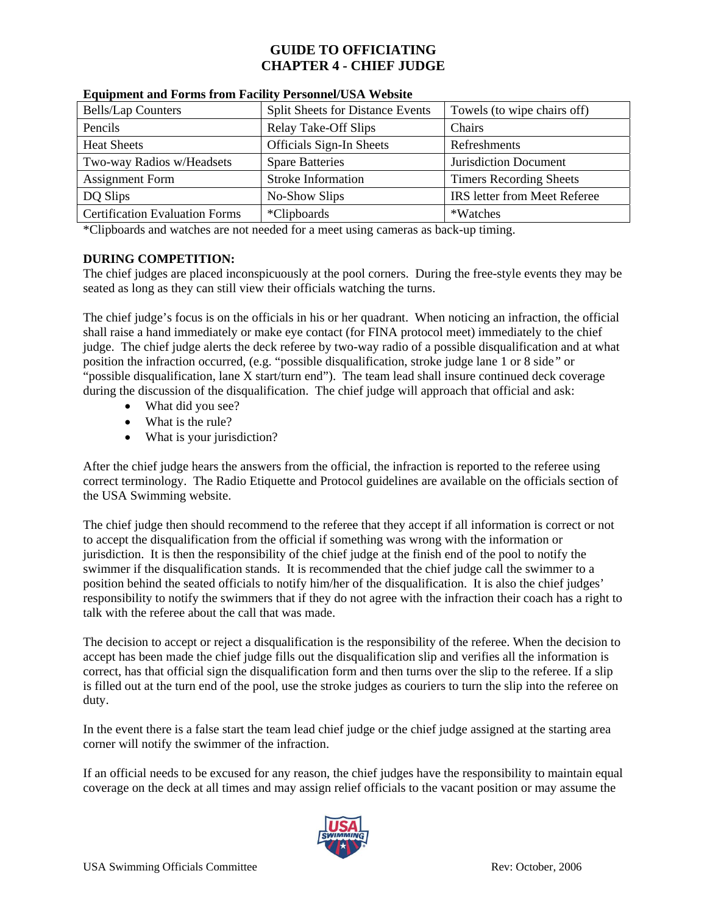# GUIDE TO OFFICIATING
# CHAPTER 4 - CHIEF JUDGE

**Equipment and Forms from Facility Personnel/USA Website**

| Bells/Lap Counters | Split Sheets for Distance Events | Towels (to wipe chairs off) |
|---|---|---|
| Pencils | Relay Take-Off Slips | Chairs |
| Heat Sheets | Officials Sign-In Sheets | Refreshments |
| Two-way Radios w/Headsets | Spare Batteries | Jurisdiction Document |
| Assignment Form | Stroke Information | Timers Recording Sheets |
| DQ Slips | No-Show Slips | IRS letter from Meet Referee |
| Certification Evaluation Forms | *Clipboards | *Watches |

*Clipboards and watches are not needed for a meet using cameras as back-up timing.

**DURING COMPETITION:**

The chief judges are placed inconspicuously at the pool corners. During the free-style events they may be seated as long as they can still view their officials watching the turns.

The chief judge's focus is on the officials in his or her quadrant. When noticing an infraction, the official shall raise a hand immediately or make eye contact (for FINA protocol meet) immediately to the chief judge. The chief judge alerts the deck referee by two-way radio of a possible disqualification and at what position the infraction occurred, (e.g. "possible disqualification, stroke judge lane 1 or 8 side" or "possible disqualification, lane X start/turn end"). The team lead shall insure continued deck coverage during the discussion of the disqualification. The chief judge will approach that official and ask:

- What did you see?
- What is the rule?
- What is your jurisdiction?

After the chief judge hears the answers from the official, the infraction is reported to the referee using correct terminology. The Radio Etiquette and Protocol guidelines are available on the officials section of the USA Swimming website.

The chief judge then should recommend to the referee that they accept if all information is correct or not to accept the disqualification from the official if something was wrong with the information or jurisdiction. It is then the responsibility of the chief judge at the finish end of the pool to notify the swimmer if the disqualification stands. It is recommended that the chief judge call the swimmer to a position behind the seated officials to notify him/her of the disqualification. It is also the chief judges' responsibility to notify the swimmers that if they do not agree with the infraction their coach has a right to talk with the referee about the call that was made.

The decision to accept or reject a disqualification is the responsibility of the referee. When the decision to accept has been made the chief judge fills out the disqualification slip and verifies all the information is correct, has that official sign the disqualification form and then turns over the slip to the referee. If a slip is filled out at the turn end of the pool, use the stroke judges as couriers to turn the slip into the referee on duty.

In the event there is a false start the team lead chief judge or the chief judge assigned at the starting area corner will notify the swimmer of the infraction.

If an official needs to be excused for any reason, the chief judges have the responsibility to maintain equal coverage on the deck at all times and may assign relief officials to the vacant position or may assume the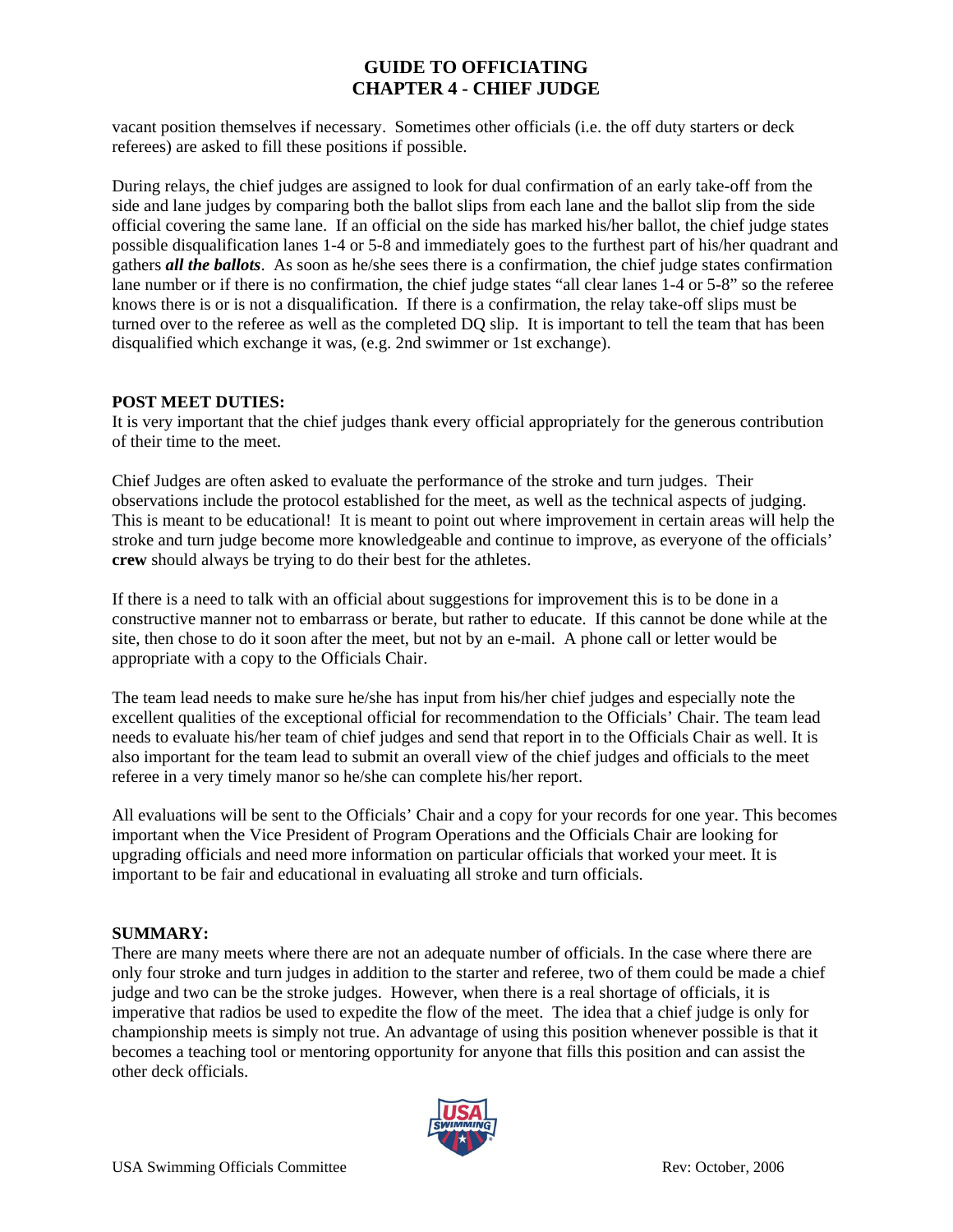vacant position themselves if necessary. Sometimes other officials (i.e. the off duty starters or deck referees) are asked to fill these positions if possible.

During relays, the chief judges are assigned to look for dual confirmation of an early take-off from the side and lane judges by comparing both the ballot slips from each lane and the ballot slip from the side official covering the same lane. If an official on the side has marked his/her ballot, the chief judge states possible disqualification lanes 1-4 or 5-8 and immediately goes to the furthest part of his/her quadrant and gathers ***all the ballots***. As soon as he/she sees there is a confirmation, the chief judge states confirmation lane number or if there is no confirmation, the chief judge states "all clear lanes 1-4 or 5-8" so the referee knows there is or is not a disqualification. If there is a confirmation, the relay take-off slips must be turned over to the referee as well as the completed DQ slip. It is important to tell the team that has been disqualified which exchange it was, (e.g. 2nd swimmer or 1st exchange).

**POST MEET DUTIES:**

It is very important that the chief judges thank every official appropriately for the generous contribution of their time to the meet.

Chief Judges are often asked to evaluate the performance of the stroke and turn judges. Their observations include the protocol established for the meet, as well as the technical aspects of judging. This is meant to be educational! It is meant to point out where improvement in certain areas will help the stroke and turn judge become more knowledgeable and continue to improve, as everyone of the officials' **crew** should always be trying to do their best for the athletes.

If there is a need to talk with an official about suggestions for improvement this is to be done in a constructive manner not to embarrass or berate, but rather to educate. If this cannot be done while at the site, then chose to do it soon after the meet, but not by an e-mail. A phone call or letter would be appropriate with a copy to the Officials Chair.

The team lead needs to make sure he/she has input from his/her chief judges and especially note the excellent qualities of the exceptional official for recommendation to the Officials' Chair. The team lead needs to evaluate his/her team of chief judges and send that report in to the Officials Chair as well. It is also important for the team lead to submit an overall view of the chief judges and officials to the meet referee in a very timely manor so he/she can complete his/her report.

All evaluations will be sent to the Officials' Chair and a copy for your records for one year. This becomes important when the Vice President of Program Operations and the Officials Chair are looking for upgrading officials and need more information on particular officials that worked your meet. It is important to be fair and educational in evaluating all stroke and turn officials.

**SUMMARY:**

There are many meets where there are not an adequate number of officials. In the case where there are only four stroke and turn judges in addition to the starter and referee, two of them could be made a chief judge and two can be the stroke judges. However, when there is a real shortage of officials, it is imperative that radios be used to expedite the flow of the meet. The idea that a chief judge is only for championship meets is simply not true. An advantage of using this position whenever possible is that it becomes a teaching tool or mentoring opportunity for anyone that fills this position and can assist the other deck officials.